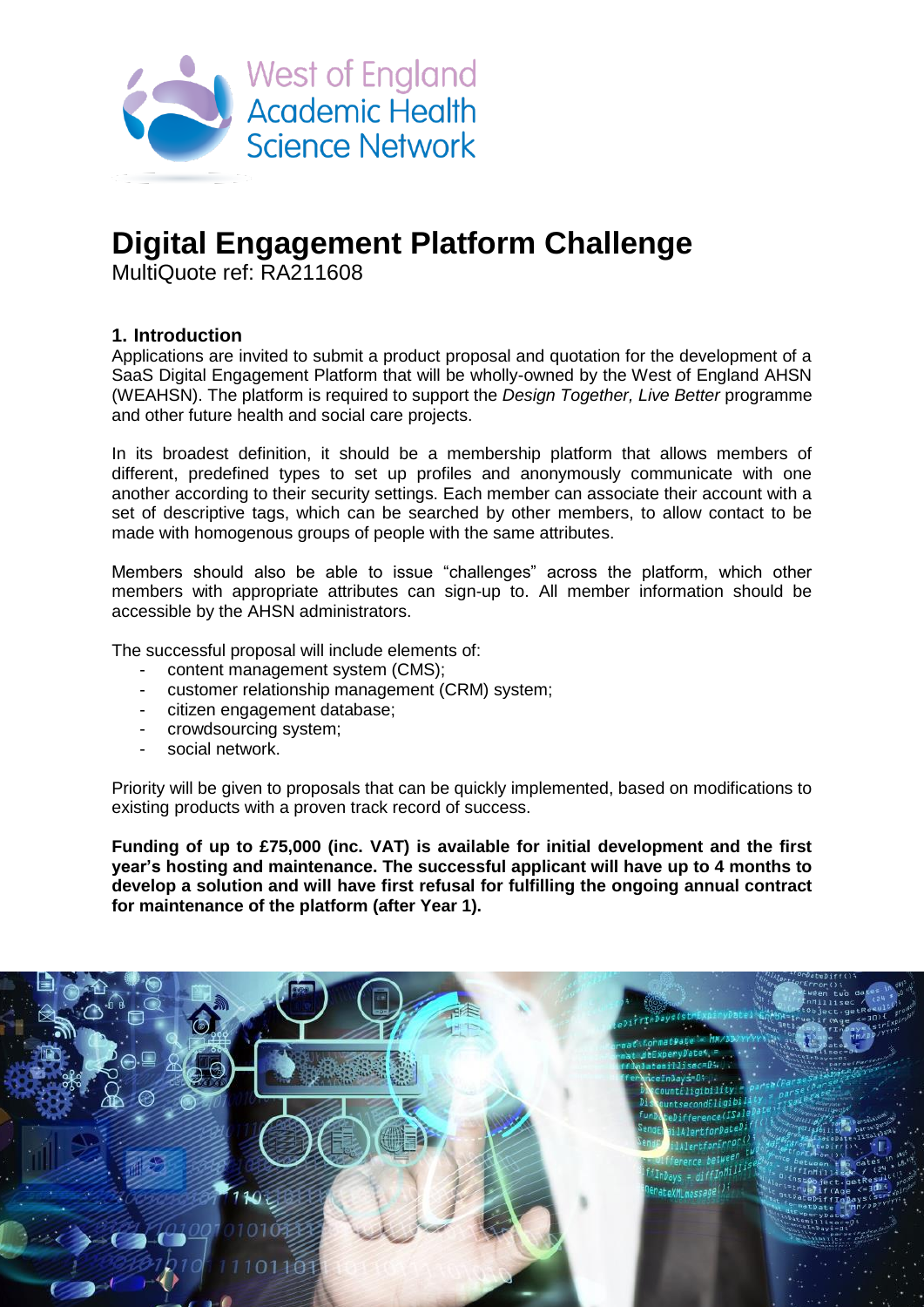West of England Academic Health Science Network

# Digital Engagement Platform Challenge

MultiQuote ref: RA211608

## 1. Introduction

Applications are invited to submit a product proposal and quotation for the development of a SaaS Digital Engagement Platform that will be wholly-owned by the West of England AHSN (WEAHSN). The platform is required to support the *Design Together, Live Better* programme and other future health and social care projects.

In its broadest definition, it should be a membership platform that allows members of different, predefined types to set up profiles and anonymously communicate with one another according to their security settings. Each member can associate their account with a set of descriptive tags, which can be searched by other members, to allow contact to be made with homogenous groups of people with the same attributes.

Members should also be able to issue "challenges" across the platform, which other members with appropriate attributes can sign-up to. All member information should be accessible by the AHSN administrators.

The successful proposal will include elements of:

- content management system (CMS);
- customer relationship management (CRM) system;
- citizen engagement database;
- crowdsourcing system;
- social network.

Priority will be given to proposals that can be quickly implemented, based on modifications to existing products with a proven track record of success.

**Funding of up to £75,000 (inc. VAT) is available for initial development and the first year's hosting and maintenance. The successful applicant will have up to 4 months to develop a solution and will have first refusal for fulfilling the ongoing annual contract for maintenance of the platform (after Year 1).**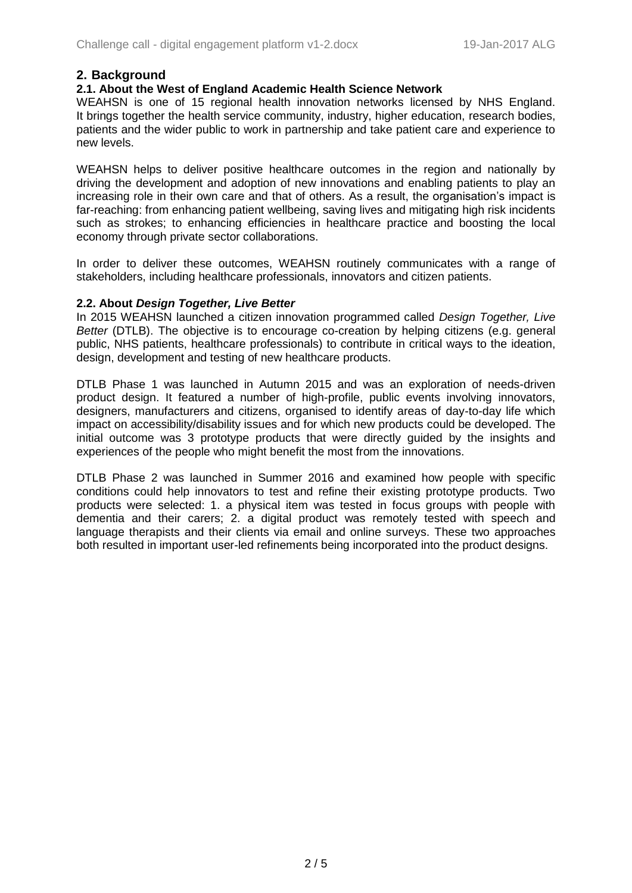## 2. Background

### 2.1. About the West of England Academic Health Science Network

WEAHSN is one of 15 regional health innovation networks licensed by NHS England. It brings together the health service community, industry, higher education, research bodies, patients and the wider public to work in partnership and take patient care and experience to new levels.

WEAHSN helps to deliver positive healthcare outcomes in the region and nationally by driving the development and adoption of new innovations and enabling patients to play an increasing role in their own care and that of others. As a result, the organisation's impact is far-reaching: from enhancing patient wellbeing, saving lives and mitigating high risk incidents such as strokes; to enhancing efficiencies in healthcare practice and boosting the local economy through private sector collaborations.

In order to deliver these outcomes, WEAHSN routinely communicates with a range of stakeholders, including healthcare professionals, innovators and citizen patients.

### 2.2. About *Design Together, Live Better*

In 2015 WEAHSN launched a citizen innovation programmed called *Design Together, Live Better* (DTLB). The objective is to encourage co-creation by helping citizens (e.g. general public, NHS patients, healthcare professionals) to contribute in critical ways to the ideation, design, development and testing of new healthcare products.

DTLB Phase 1 was launched in Autumn 2015 and was an exploration of needs-driven product design. It featured a number of high-profile, public events involving innovators, designers, manufacturers and citizens, organised to identify areas of day-to-day life which impact on accessibility/disability issues and for which new products could be developed. The initial outcome was 3 prototype products that were directly guided by the insights and experiences of the people who might benefit the most from the innovations.

DTLB Phase 2 was launched in Summer 2016 and examined how people with specific conditions could help innovators to test and refine their existing prototype products. Two products were selected: 1. a physical item was tested in focus groups with people with dementia and their carers; 2. a digital product was remotely tested with speech and language therapists and their clients via email and online surveys. These two approaches both resulted in important user-led refinements being incorporated into the product designs.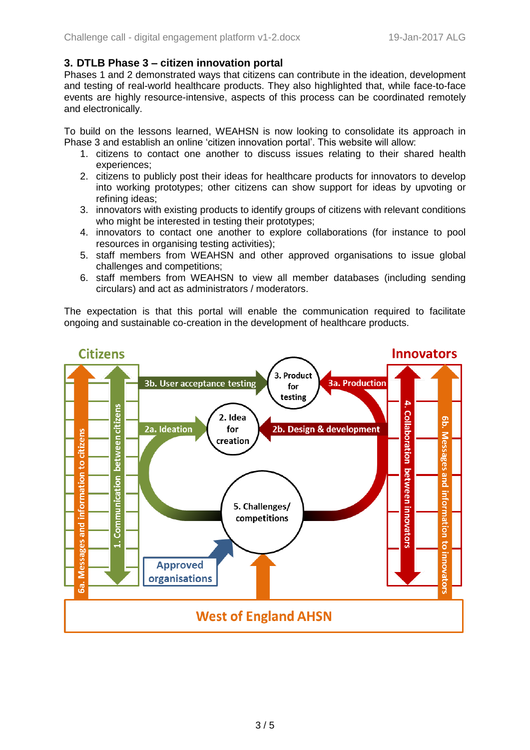### 3. DTLB Phase 3 – citizen innovation portal

Phases 1 and 2 demonstrated ways that citizens can contribute in the ideation, development and testing of real-world healthcare products. They also highlighted that, while face-to-face events are highly resource-intensive, aspects of this process can be coordinated remotely and electronically.

To build on the lessons learned, WEAHSN is now looking to consolidate its approach in Phase 3 and establish an online 'citizen innovation portal'. This website will allow:

1. citizens to contact one another to discuss issues relating to their shared health experiences;
2. citizens to publicly post their ideas for healthcare products for innovators to develop into working prototypes; other citizens can show support for ideas by upvoting or refining ideas;
3. innovators with existing products to identify groups of citizens with relevant conditions who might be interested in testing their prototypes;
4. innovators to contact one another to explore collaborations (for instance to pool resources in organising testing activities);
5. staff members from WEAHSN and other approved organisations to issue global challenges and competitions;
6. staff members from WEAHSN to view all member databases (including sending circulars) and act as administrators / moderators.

The expectation is that this portal will enable the communication required to facilitate ongoing and sustainable co-creation in the development of healthcare products.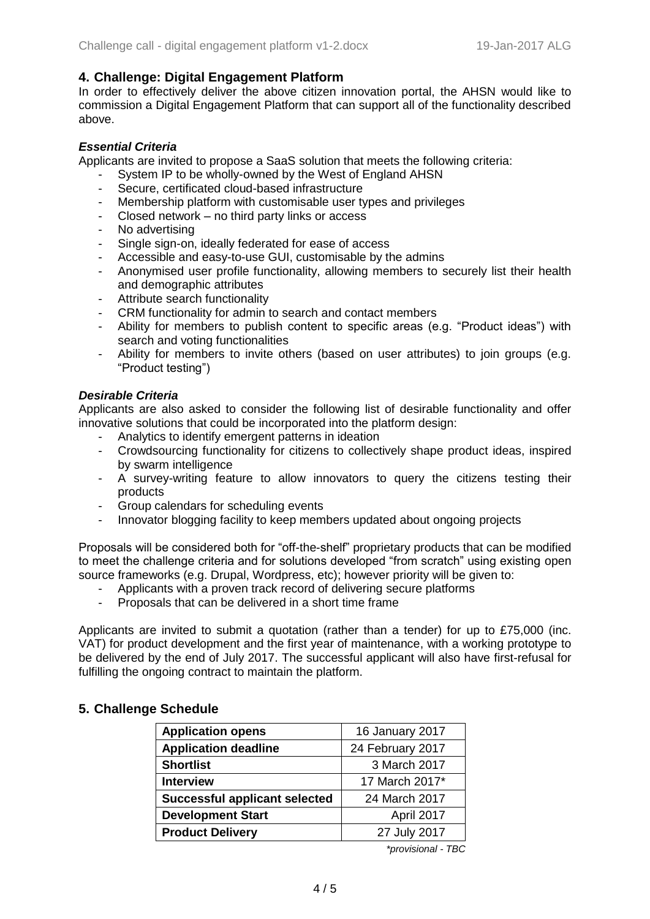## 4. Challenge: Digital Engagement Platform

In order to effectively deliver the above citizen innovation portal, the AHSN would like to commission a Digital Engagement Platform that can support all of the functionality described above.

### *Essential Criteria*

Applicants are invited to propose a SaaS solution that meets the following criteria:

- System IP to be wholly-owned by the West of England AHSN
- Secure, certificated cloud-based infrastructure
- Membership platform with customisable user types and privileges
- Closed network – no third party links or access
- No advertising
- Single sign-on, ideally federated for ease of access
- Accessible and easy-to-use GUI, customisable by the admins
- Anonymised user profile functionality, allowing members to securely list their health and demographic attributes
- Attribute search functionality
- CRM functionality for admin to search and contact members
- Ability for members to publish content to specific areas (e.g. "Product ideas") with search and voting functionalities
- Ability for members to invite others (based on user attributes) to join groups (e.g. "Product testing")

### *Desirable Criteria*

Applicants are also asked to consider the following list of desirable functionality and offer innovative solutions that could be incorporated into the platform design:

- Analytics to identify emergent patterns in ideation
- Crowdsourcing functionality for citizens to collectively shape product ideas, inspired by swarm intelligence
- A survey-writing feature to allow innovators to query the citizens testing their products
- Group calendars for scheduling events
- Innovator blogging facility to keep members updated about ongoing projects

Proposals will be considered both for "off-the-shelf" proprietary products that can be modified to meet the challenge criteria and for solutions developed "from scratch" using existing open source frameworks (e.g. Drupal, Wordpress, etc); however priority will be given to:

- Applicants with a proven track record of delivering secure platforms
- Proposals that can be delivered in a short time frame

Applicants are invited to submit a quotation (rather than a tender) for up to £75,000 (inc. VAT) for product development and the first year of maintenance, with a working prototype to be delivered by the end of July 2017. The successful applicant will also have first-refusal for fulfilling the ongoing contract to maintain the platform.

## 5. Challenge Schedule

| | |
|---|---|
| **Application opens** | 16 January 2017 |
| **Application deadline** | 24 February 2017 |
| **Shortlist** | 3 March 2017 |
| **Interview** | 17 March 2017* |
| **Successful applicant selected** | 24 March 2017 |
| **Development Start** | April 2017 |
| **Product Delivery** | 27 July 2017 |

*\*provisional - TBC*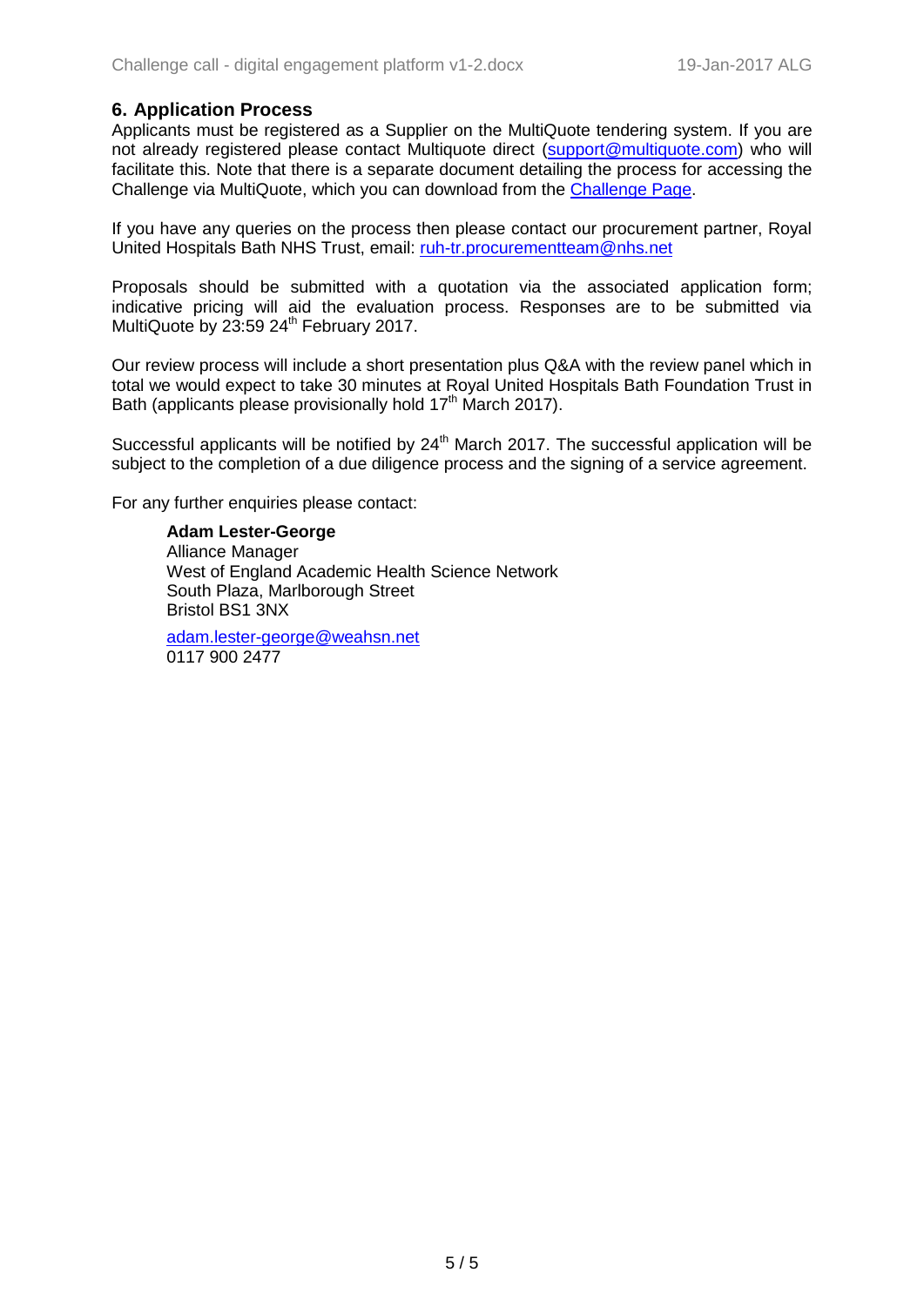## 6. Application Process

Applicants must be registered as a Supplier on the MultiQuote tendering system. If you are not already registered please contact Multiquote direct (support@multiquote.com) who will facilitate this. Note that there is a separate document detailing the process for accessing the Challenge via MultiQuote, which you can download from the Challenge Page.

If you have any queries on the process then please contact our procurement partner, Royal United Hospitals Bath NHS Trust, email: ruh-tr.procurementteam@nhs.net

Proposals should be submitted with a quotation via the associated application form; indicative pricing will aid the evaluation process. Responses are to be submitted via MultiQuote by 23:59 24th February 2017.

Our review process will include a short presentation plus Q&A with the review panel which in total we would expect to take 30 minutes at Royal United Hospitals Bath Foundation Trust in Bath (applicants please provisionally hold 17th March 2017).

Successful applicants will be notified by 24th March 2017. The successful application will be subject to the completion of a due diligence process and the signing of a service agreement.

For any further enquiries please contact:

**Adam Lester-George**
Alliance Manager
West of England Academic Health Science Network
South Plaza, Marlborough Street
Bristol BS1 3NX

adam.lester-george@weahsn.net
0117 900 2477